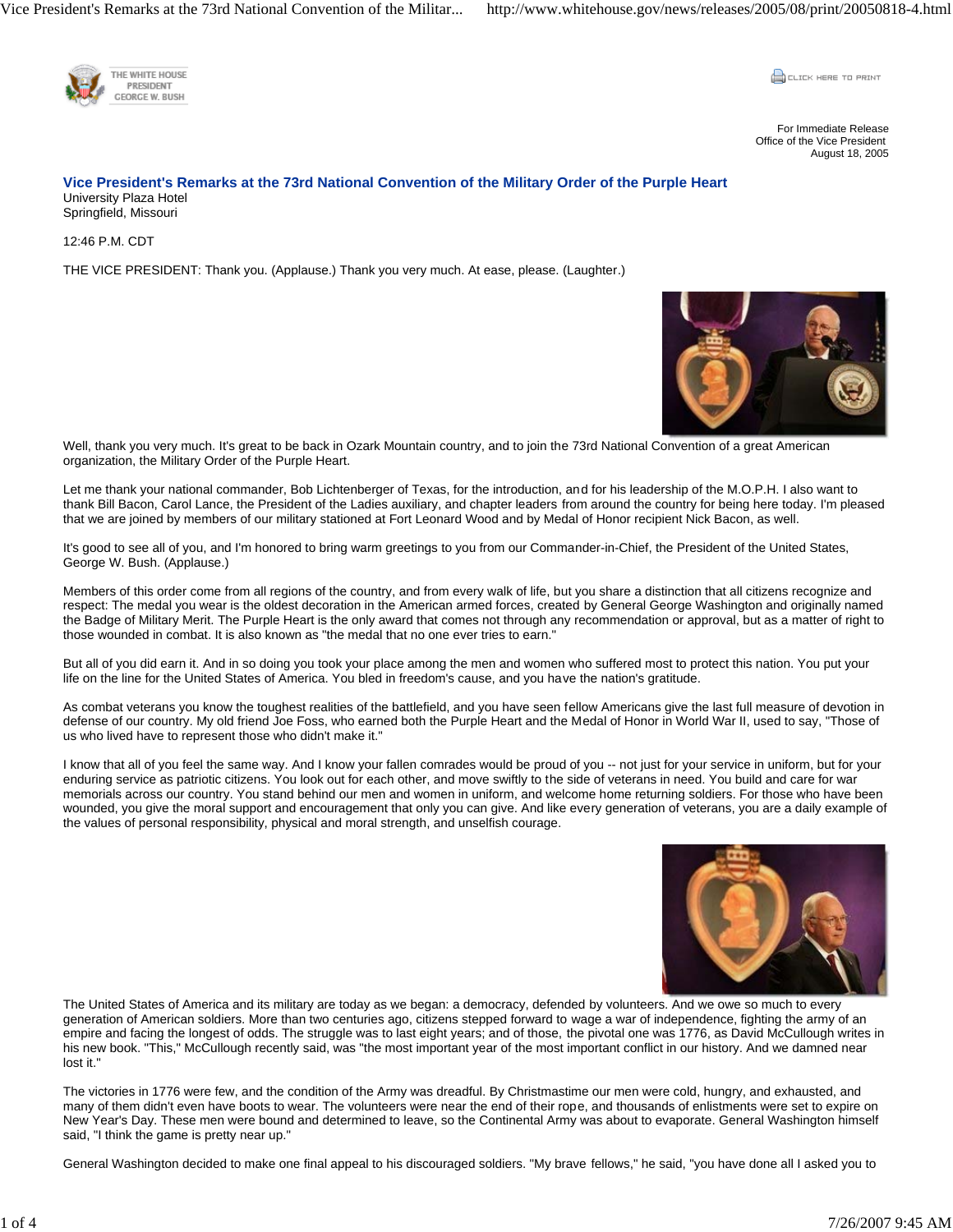For Immediate Release
Office of the Vice President
August 18, 2005

## Vice President's Remarks at the 73rd National Convention of the Military Order of the Purple Heart

University Plaza Hotel
Springfield, Missouri

12:46 P.M. CDT

THE VICE PRESIDENT: Thank you. (Applause.) Thank you very much. At ease, please. (Laughter.)

Well, thank you very much. It's great to be back in Ozark Mountain country, and to join the 73rd National Convention of a great American organization, the Military Order of the Purple Heart.

Let me thank your national commander, Bob Lichtenberger of Texas, for the introduction, and for his leadership of the M.O.P.H. I also want to thank Bill Bacon, Carol Lance, the President of the Ladies auxiliary, and chapter leaders from around the country for being here today. I'm pleased that we are joined by members of our military stationed at Fort Leonard Wood and by Medal of Honor recipient Nick Bacon, as well.

It's good to see all of you, and I'm honored to bring warm greetings to you from our Commander-in-Chief, the President of the United States, George W. Bush. (Applause.)

Members of this order come from all regions of the country, and from every walk of life, but you share a distinction that all citizens recognize and respect: The medal you wear is the oldest decoration in the American armed forces, created by General George Washington and originally named the Badge of Military Merit. The Purple Heart is the only award that comes not through any recommendation or approval, but as a matter of right to those wounded in combat. It is also known as "the medal that no one ever tries to earn."

But all of you did earn it. And in so doing you took your place among the men and women who suffered most to protect this nation. You put your life on the line for the United States of America. You bled in freedom's cause, and you have the nation's gratitude.

As combat veterans you know the toughest realities of the battlefield, and you have seen fellow Americans give the last full measure of devotion in defense of our country. My old friend Joe Foss, who earned both the Purple Heart and the Medal of Honor in World War II, used to say, "Those of us who lived have to represent those who didn't make it."

I know that all of you feel the same way. And I know your fallen comrades would be proud of you -- not just for your service in uniform, but for your enduring service as patriotic citizens. You look out for each other, and move swiftly to the side of veterans in need. You build and care for war memorials across our country. You stand behind our men and women in uniform, and welcome home returning soldiers. For those who have been wounded, you give the moral support and encouragement that only you can give. And like every generation of veterans, you are a daily example of the values of personal responsibility, physical and moral strength, and unselfish courage.

The United States of America and its military are today as we began: a democracy, defended by volunteers. And we owe so much to every generation of American soldiers. More than two centuries ago, citizens stepped forward to wage a war of independence, fighting the army of an empire and facing the longest of odds. The struggle was to last eight years; and of those, the pivotal one was 1776, as David McCullough writes in his new book. "This," McCullough recently said, was "the most important year of the most important conflict in our history. And we damned near lost it."

The victories in 1776 were few, and the condition of the Army was dreadful. By Christmastime our men were cold, hungry, and exhausted, and many of them didn't even have boots to wear. The volunteers were near the end of their rope, and thousands of enlistments were set to expire on New Year's Day. These men were bound and determined to leave, so the Continental Army was about to evaporate. General Washington himself said, "I think the game is pretty near up."

General Washington decided to make one final appeal to his discouraged soldiers. "My brave fellows," he said, "you have done all I asked you to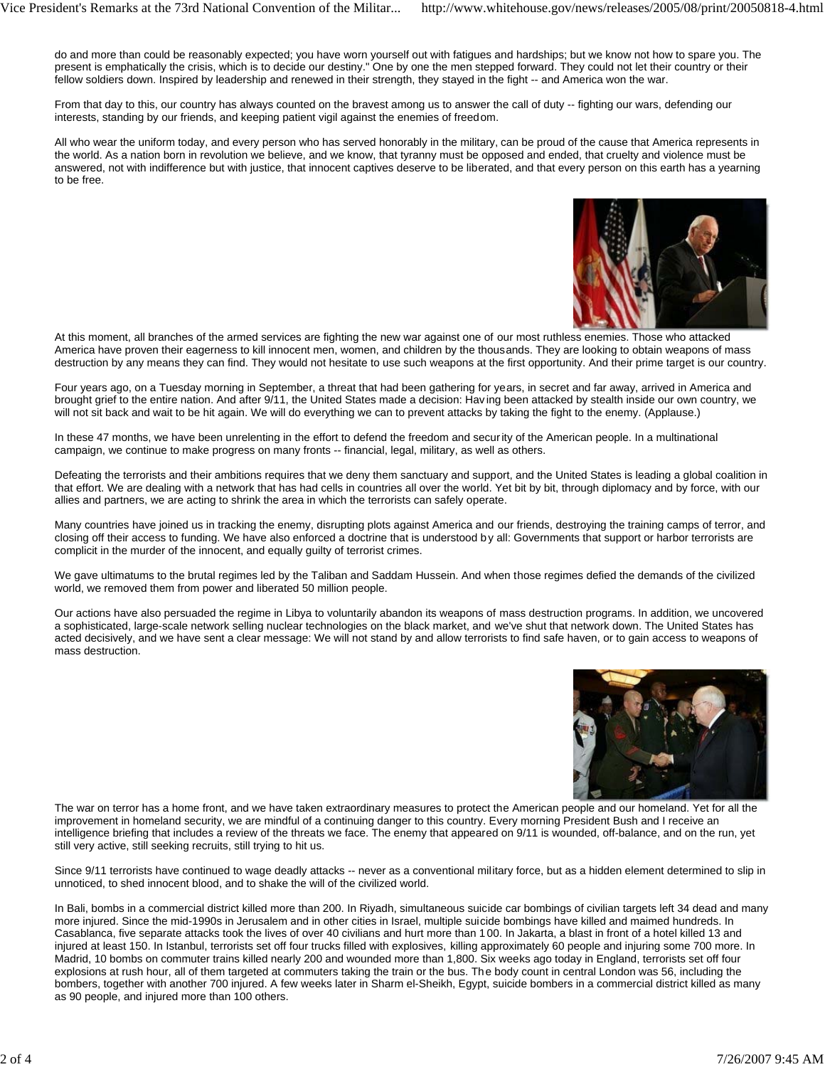do and more than could be reasonably expected; you have worn yourself out with fatigues and hardships; but we know not how to spare you. The present is emphatically the crisis, which is to decide our destiny." One by one the men stepped forward. They could not let their country or their fellow soldiers down. Inspired by leadership and renewed in their strength, they stayed in the fight -- and America won the war.

From that day to this, our country has always counted on the bravest among us to answer the call of duty -- fighting our wars, defending our interests, standing by our friends, and keeping patient vigil against the enemies of freedom.

All who wear the uniform today, and every person who has served honorably in the military, can be proud of the cause that America represents in the world. As a nation born in revolution we believe, and we know, that tyranny must be opposed and ended, that cruelty and violence must be answered, not with indifference but with justice, that innocent captives deserve to be liberated, and that every person on this earth has a yearning to be free.

At this moment, all branches of the armed services are fighting the new war against one of our most ruthless enemies. Those who attacked America have proven their eagerness to kill innocent men, women, and children by the thousands. They are looking to obtain weapons of mass destruction by any means they can find. They would not hesitate to use such weapons at the first opportunity. And their prime target is our country.

Four years ago, on a Tuesday morning in September, a threat that had been gathering for years, in secret and far away, arrived in America and brought grief to the entire nation. And after 9/11, the United States made a decision: Having been attacked by stealth inside our own country, we will not sit back and wait to be hit again. We will do everything we can to prevent attacks by taking the fight to the enemy. (Applause.)

In these 47 months, we have been unrelenting in the effort to defend the freedom and security of the American people. In a multinational campaign, we continue to make progress on many fronts -- financial, legal, military, as well as others.

Defeating the terrorists and their ambitions requires that we deny them sanctuary and support, and the United States is leading a global coalition in that effort. We are dealing with a network that has had cells in countries all over the world. Yet bit by bit, through diplomacy and by force, with our allies and partners, we are acting to shrink the area in which the terrorists can safely operate.

Many countries have joined us in tracking the enemy, disrupting plots against America and our friends, destroying the training camps of terror, and closing off their access to funding. We have also enforced a doctrine that is understood by all: Governments that support or harbor terrorists are complicit in the murder of the innocent, and equally guilty of terrorist crimes.

We gave ultimatums to the brutal regimes led by the Taliban and Saddam Hussein. And when those regimes defied the demands of the civilized world, we removed them from power and liberated 50 million people.

Our actions have also persuaded the regime in Libya to voluntarily abandon its weapons of mass destruction programs. In addition, we uncovered a sophisticated, large-scale network selling nuclear technologies on the black market, and we've shut that network down. The United States has acted decisively, and we have sent a clear message: We will not stand by and allow terrorists to find safe haven, or to gain access to weapons of mass destruction.

The war on terror has a home front, and we have taken extraordinary measures to protect the American people and our homeland. Yet for all the improvement in homeland security, we are mindful of a continuing danger to this country. Every morning President Bush and I receive an intelligence briefing that includes a review of the threats we face. The enemy that appeared on 9/11 is wounded, off-balance, and on the run, yet still very active, still seeking recruits, still trying to hit us.

Since 9/11 terrorists have continued to wage deadly attacks -- never as a conventional military force, but as a hidden element determined to slip in unnoticed, to shed innocent blood, and to shake the will of the civilized world.

In Bali, bombs in a commercial district killed more than 200. In Riyadh, simultaneous suicide car bombings of civilian targets left 34 dead and many more injured. Since the mid-1990s in Jerusalem and in other cities in Israel, multiple suicide bombings have killed and maimed hundreds. In Casablanca, five separate attacks took the lives of over 40 civilians and hurt more than 100. In Jakarta, a blast in front of a hotel killed 13 and injured at least 150. In Istanbul, terrorists set off four trucks filled with explosives, killing approximately 60 people and injuring some 700 more. In Madrid, 10 bombs on commuter trains killed nearly 200 and wounded more than 1,800. Six weeks ago today in England, terrorists set off four explosions at rush hour, all of them targeted at commuters taking the train or the bus. The body count in central London was 56, including the bombers, together with another 700 injured. A few weeks later in Sharm el-Sheikh, Egypt, suicide bombers in a commercial district killed as many as 90 people, and injured more than 100 others.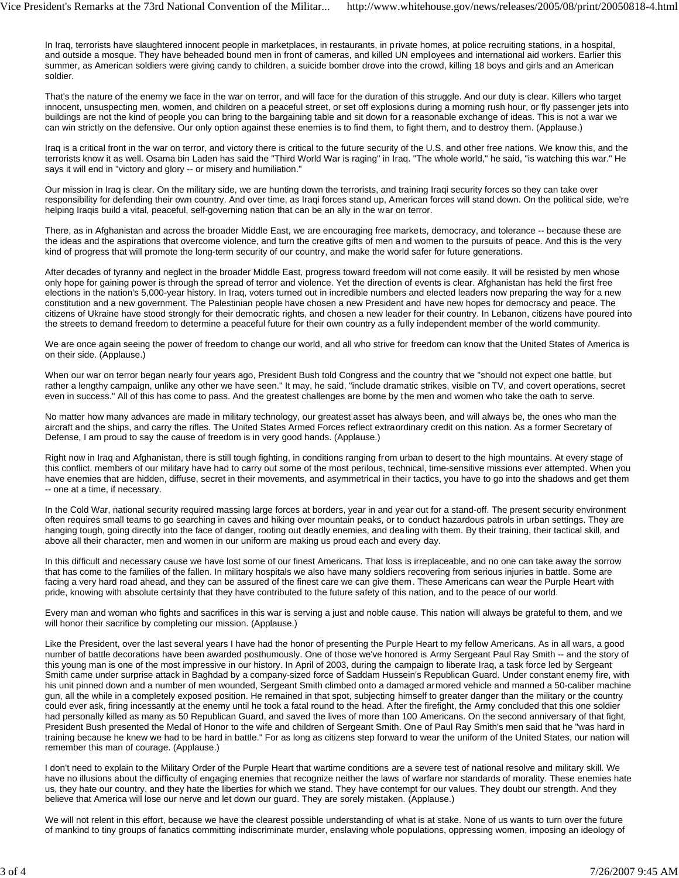In Iraq, terrorists have slaughtered innocent people in marketplaces, in restaurants, in private homes, at police recruiting stations, in a hospital, and outside a mosque. They have beheaded bound men in front of cameras, and killed UN employees and international aid workers. Earlier this summer, as American soldiers were giving candy to children, a suicide bomber drove into the crowd, killing 18 boys and girls and an American soldier.

That's the nature of the enemy we face in the war on terror, and will face for the duration of this struggle. And our duty is clear. Killers who target innocent, unsuspecting men, women, and children on a peaceful street, or set off explosions during a morning rush hour, or fly passenger jets into buildings are not the kind of people you can bring to the bargaining table and sit down for a reasonable exchange of ideas. This is not a war we can win strictly on the defensive. Our only option against these enemies is to find them, to fight them, and to destroy them. (Applause.)

Iraq is a critical front in the war on terror, and victory there is critical to the future security of the U.S. and other free nations. We know this, and the terrorists know it as well. Osama bin Laden has said the "Third World War is raging" in Iraq. "The whole world," he said, "is watching this war." He says it will end in "victory and glory -- or misery and humiliation."

Our mission in Iraq is clear. On the military side, we are hunting down the terrorists, and training Iraqi security forces so they can take over responsibility for defending their own country. And over time, as Iraqi forces stand up, American forces will stand down. On the political side, we're helping Iraqis build a vital, peaceful, self-governing nation that can be an ally in the war on terror.

There, as in Afghanistan and across the broader Middle East, we are encouraging free markets, democracy, and tolerance -- because these are the ideas and the aspirations that overcome violence, and turn the creative gifts of men and women to the pursuits of peace. And this is the very kind of progress that will promote the long-term security of our country, and make the world safer for future generations.

After decades of tyranny and neglect in the broader Middle East, progress toward freedom will not come easily. It will be resisted by men whose only hope for gaining power is through the spread of terror and violence. Yet the direction of events is clear. Afghanistan has held the first free elections in the nation's 5,000-year history. In Iraq, voters turned out in incredible numbers and elected leaders now preparing the way for a new constitution and a new government. The Palestinian people have chosen a new President and have new hopes for democracy and peace. The citizens of Ukraine have stood strongly for their democratic rights, and chosen a new leader for their country. In Lebanon, citizens have poured into the streets to demand freedom to determine a peaceful future for their own country as a fully independent member of the world community.

We are once again seeing the power of freedom to change our world, and all who strive for freedom can know that the United States of America is on their side. (Applause.)

When our war on terror began nearly four years ago, President Bush told Congress and the country that we "should not expect one battle, but rather a lengthy campaign, unlike any other we have seen." It may, he said, "include dramatic strikes, visible on TV, and covert operations, secret even in success." All of this has come to pass. And the greatest challenges are borne by the men and women who take the oath to serve.

No matter how many advances are made in military technology, our greatest asset has always been, and will always be, the ones who man the aircraft and the ships, and carry the rifles. The United States Armed Forces reflect extraordinary credit on this nation. As a former Secretary of Defense, I am proud to say the cause of freedom is in very good hands. (Applause.)

Right now in Iraq and Afghanistan, there is still tough fighting, in conditions ranging from urban to desert to the high mountains. At every stage of this conflict, members of our military have had to carry out some of the most perilous, technical, time-sensitive missions ever attempted. When you have enemies that are hidden, diffuse, secret in their movements, and asymmetrical in their tactics, you have to go into the shadows and get them -- one at a time, if necessary.

In the Cold War, national security required massing large forces at borders, year in and year out for a stand-off. The present security environment often requires small teams to go searching in caves and hiking over mountain peaks, or to conduct hazardous patrols in urban settings. They are hanging tough, going directly into the face of danger, rooting out deadly enemies, and dealing with them. By their training, their tactical skill, and above all their character, men and women in our uniform are making us proud each and every day.

In this difficult and necessary cause we have lost some of our finest Americans. That loss is irreplaceable, and no one can take away the sorrow that has come to the families of the fallen. In military hospitals we also have many soldiers recovering from serious injuries in battle. Some are facing a very hard road ahead, and they can be assured of the finest care we can give them. These Americans can wear the Purple Heart with pride, knowing with absolute certainty that they have contributed to the future safety of this nation, and to the peace of our world.

Every man and woman who fights and sacrifices in this war is serving a just and noble cause. This nation will always be grateful to them, and we will honor their sacrifice by completing our mission. (Applause.)

Like the President, over the last several years I have had the honor of presenting the Purple Heart to my fellow Americans. As in all wars, a good number of battle decorations have been awarded posthumously. One of those we've honored is Army Sergeant Paul Ray Smith -- and the story of this young man is one of the most impressive in our history. In April of 2003, during the campaign to liberate Iraq, a task force led by Sergeant Smith came under surprise attack in Baghdad by a company-sized force of Saddam Hussein's Republican Guard. Under constant enemy fire, with his unit pinned down and a number of men wounded, Sergeant Smith climbed onto a damaged armored vehicle and manned a 50-caliber machine gun, all the while in a completely exposed position. He remained in that spot, subjecting himself to greater danger than the military or the country could ever ask, firing incessantly at the enemy until he took a fatal round to the head. After the firefight, the Army concluded that this one soldier had personally killed as many as 50 Republican Guard, and saved the lives of more than 100 Americans. On the second anniversary of that fight, President Bush presented the Medal of Honor to the wife and children of Sergeant Smith. One of Paul Ray Smith's men said that he "was hard in training because he knew we had to be hard in battle." For as long as citizens step forward to wear the uniform of the United States, our nation will remember this man of courage. (Applause.)

I don't need to explain to the Military Order of the Purple Heart that wartime conditions are a severe test of national resolve and military skill. We have no illusions about the difficulty of engaging enemies that recognize neither the laws of warfare nor standards of morality. These enemies hate us, they hate our country, and they hate the liberties for which we stand. They have contempt for our values. They doubt our strength. And they believe that America will lose our nerve and let down our guard. They are sorely mistaken. (Applause.)

We will not relent in this effort, because we have the clearest possible understanding of what is at stake. None of us wants to turn over the future of mankind to tiny groups of fanatics committing indiscriminate murder, enslaving whole populations, oppressing women, imposing an ideology of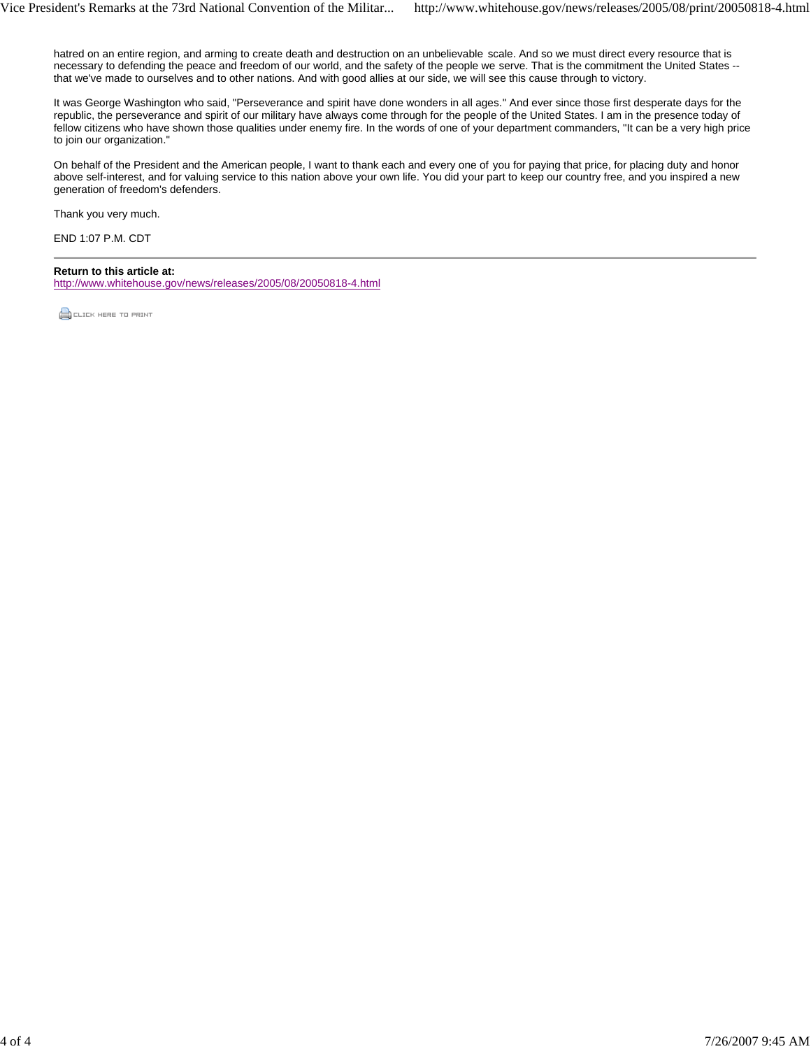hatred on an entire region, and arming to create death and destruction on an unbelievable scale. And so we must direct every resource that is necessary to defending the peace and freedom of our world, and the safety of the people we serve. That is the commitment the United States -- that we've made to ourselves and to other nations. And with good allies at our side, we will see this cause through to victory.

It was George Washington who said, "Perseverance and spirit have done wonders in all ages." And ever since those first desperate days for the republic, the perseverance and spirit of our military have always come through for the people of the United States. I am in the presence today of fellow citizens who have shown those qualities under enemy fire. In the words of one of your department commanders, "It can be a very high price to join our organization."

On behalf of the President and the American people, I want to thank each and every one of you for paying that price, for placing duty and honor above self-interest, and for valuing service to this nation above your own life. You did your part to keep our country free, and you inspired a new generation of freedom's defenders.

Thank you very much.

END 1:07 P.M. CDT

---

**Return to this article at:**
http://www.whitehouse.gov/news/releases/2005/08/20050818-4.html

CLICK HERE TO PRINT